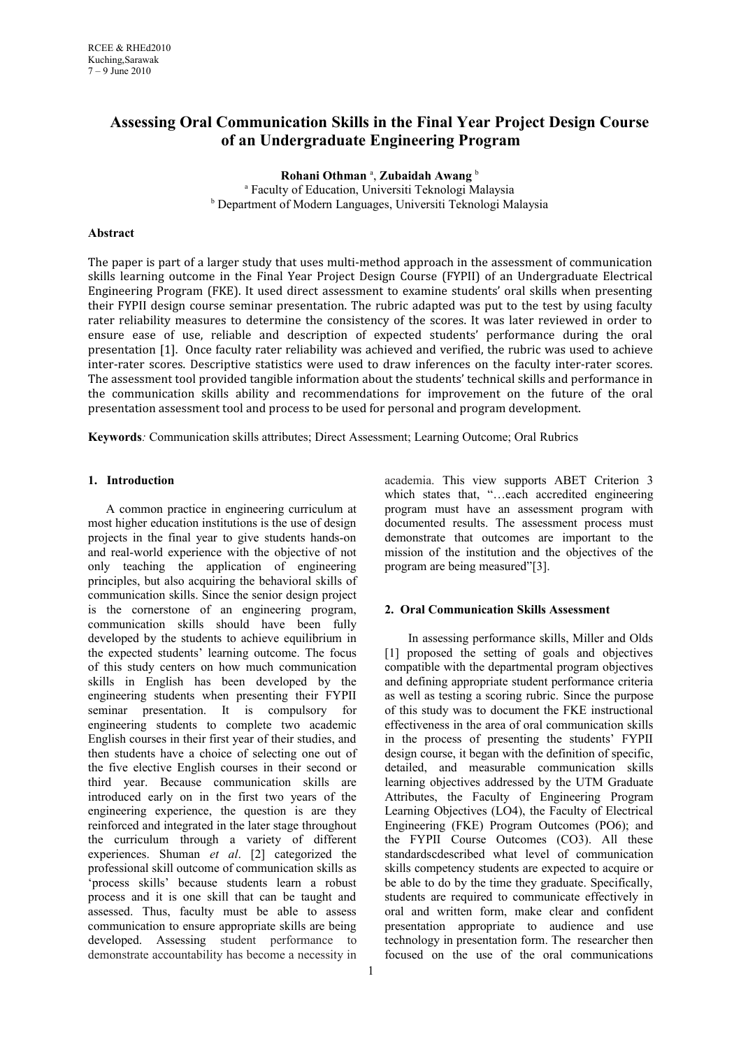# Assessing Oral Communication Skills in the Final Year Project Design Course of an Undergraduate Engineering Program

**Rohani Othman** [a], **Zubaidah Awang** [b]

[a] Faculty of Education, Universiti Teknologi Malaysia

[b] Department of Modern Languages, Universiti Teknologi Malaysia

### Abstract

The paper is part of a larger study that uses multi-method approach in the assessment of communication skills learning outcome in the Final Year Project Design Course (FYPII) of an Undergraduate Electrical Engineering Program (FKE). It used direct assessment to examine students' oral skills when presenting their FYPII design course seminar presentation. The rubric adapted was put to the test by using faculty rater reliability measures to determine the consistency of the scores. It was later reviewed in order to ensure ease of use, reliable and description of expected students' performance during the oral presentation [1]. Once faculty rater reliability was achieved and verified, the rubric was used to achieve inter-rater scores. Descriptive statistics were used to draw inferences on the faculty inter-rater scores. The assessment tool provided tangible information about the students' technical skills and performance in the communication skills ability and recommendations for improvement on the future of the oral presentation assessment tool and process to be used for personal and program development.

**Keywords***:* Communication skills attributes; Direct Assessment; Learning Outcome; Oral Rubrics

## 1. Introduction

A common practice in engineering curriculum at most higher education institutions is the use of design projects in the final year to give students hands-on and real-world experience with the objective of not only teaching the application of engineering principles, but also acquiring the behavioral skills of communication skills. Since the senior design project is the cornerstone of an engineering program, communication skills should have been fully developed by the students to achieve equilibrium in the expected students' learning outcome. The focus of this study centers on how much communication skills in English has been developed by the engineering students when presenting their FYPII seminar presentation. It is compulsory for engineering students to complete two academic English courses in their first year of their studies, and then students have a choice of selecting one out of the five elective English courses in their second or third year. Because communication skills are introduced early on in the first two years of the engineering experience, the question is are they reinforced and integrated in the later stage throughout the curriculum through a variety of different experiences. Shuman *et al*. [2] categorized the professional skill outcome of communication skills as 'process skills' because students learn a robust process and it is one skill that can be taught and assessed. Thus, faculty must be able to assess communication to ensure appropriate skills are being developed. Assessing student performance to demonstrate accountability has become a necessity in academia. This view supports ABET Criterion 3 which states that, "…each accredited engineering program must have an assessment program with documented results. The assessment process must demonstrate that outcomes are important to the mission of the institution and the objectives of the program are being measured"[3].

## 2. Oral Communication Skills Assessment

In assessing performance skills, Miller and Olds [1] proposed the setting of goals and objectives compatible with the departmental program objectives and defining appropriate student performance criteria as well as testing a scoring rubric. Since the purpose of this study was to document the FKE instructional effectiveness in the area of oral communication skills in the process of presenting the students' FYPII design course, it began with the definition of specific, detailed, and measurable communication skills learning objectives addressed by the UTM Graduate Attributes, the Faculty of Engineering Program Learning Objectives (LO4), the Faculty of Electrical Engineering (FKE) Program Outcomes (PO6); and the FYPII Course Outcomes (CO3). All these standardscdescribed what level of communication skills competency students are expected to acquire or be able to do by the time they graduate. Specifically, students are required to communicate effectively in oral and written form, make clear and confident presentation appropriate to audience and use technology in presentation form. The researcher then focused on the use of the oral communications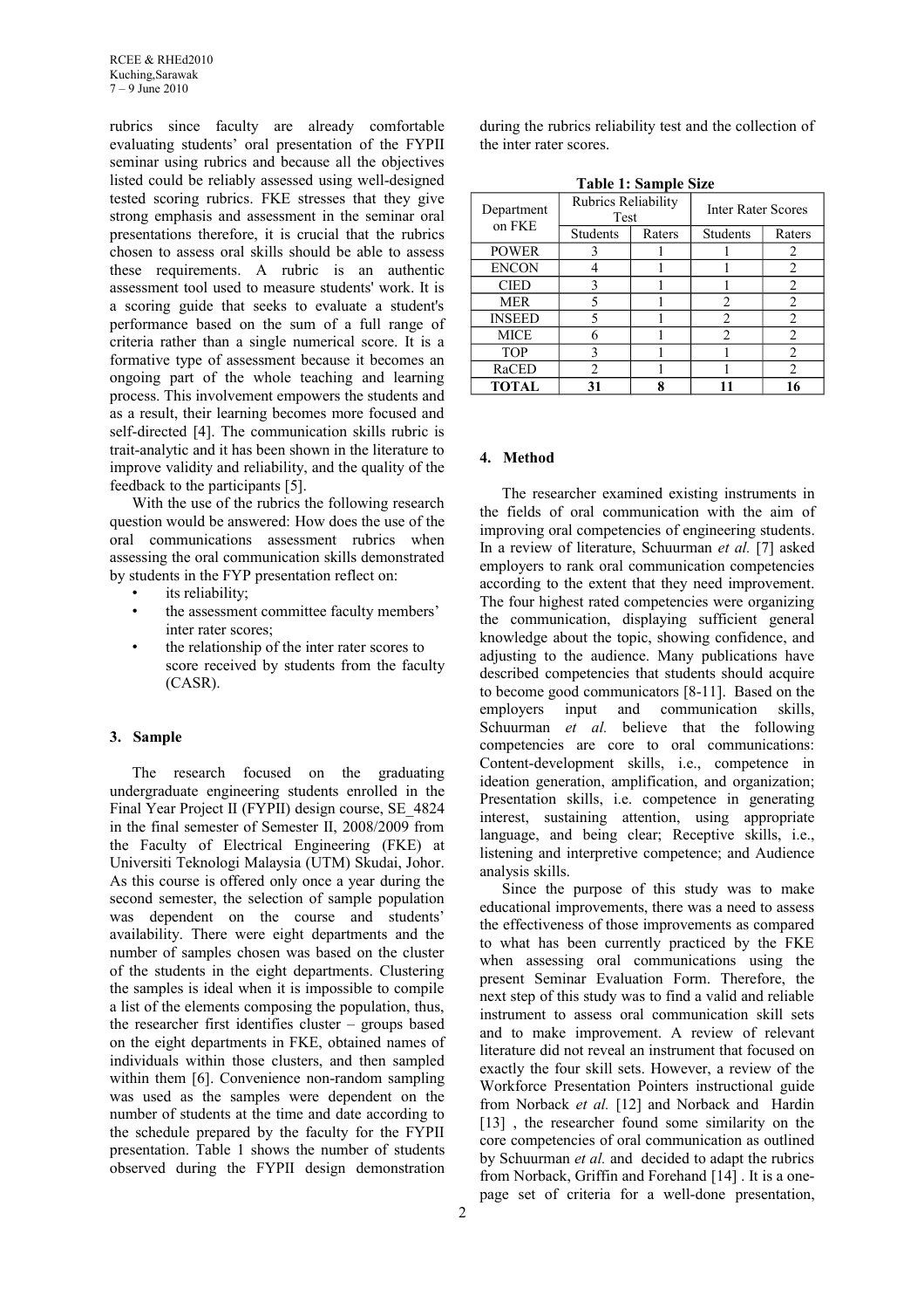rubrics since faculty are already comfortable evaluating students' oral presentation of the FYPII seminar using rubrics and because all the objectives listed could be reliably assessed using well-designed tested scoring rubrics. FKE stresses that they give strong emphasis and assessment in the seminar oral presentations therefore, it is crucial that the rubrics chosen to assess oral skills should be able to assess these requirements. A rubric is an authentic assessment tool used to measure students' work. It is a scoring guide that seeks to evaluate a student's performance based on the sum of a full range of criteria rather than a single numerical score. It is a formative type of assessment because it becomes an ongoing part of the whole teaching and learning process. This involvement empowers the students and as a result, their learning becomes more focused and self-directed [4]. The communication skills rubric is trait-analytic and it has been shown in the literature to improve validity and reliability, and the quality of the feedback to the participants [5].

With the use of the rubrics the following research question would be answered: How does the use of the oral communications assessment rubrics when assessing the oral communication skills demonstrated by students in the FYP presentation reflect on:

- its reliability;
- the assessment committee faculty members' inter rater scores;
- the relationship of the inter rater scores to score received by students from the faculty (CASR).

## 3. Sample

The research focused on the graduating undergraduate engineering students enrolled in the Final Year Project II (FYPII) design course, SE_4824 in the final semester of Semester II, 2008/2009 from the Faculty of Electrical Engineering (FKE) at Universiti Teknologi Malaysia (UTM) Skudai, Johor. As this course is offered only once a year during the second semester, the selection of sample population was dependent on the course and students' availability. There were eight departments and the number of samples chosen was based on the cluster of the students in the eight departments. Clustering the samples is ideal when it is impossible to compile a list of the elements composing the population, thus, the researcher first identifies cluster – groups based on the eight departments in FKE, obtained names of individuals within those clusters, and then sampled within them [6]. Convenience non-random sampling was used as the samples were dependent on the number of students at the time and date according to the schedule prepared by the faculty for the FYPII presentation. Table 1 shows the number of students observed during the FYPII design demonstration during the rubrics reliability test and the collection of the inter rater scores.

**Table 1: Sample Size**

| Department on FKE | Rubrics Reliability Test | | Inter Rater Scores | |
|---|---|---|---|---|
| | Students | Raters | Students | Raters |
| POWER | 3 | 1 | 1 | 2 |
| ENCON | 4 | 1 | 1 | 2 |
| CIED | 3 | 1 | 1 | 2 |
| MER | 5 | 1 | 2 | 2 |
| INSEED | 5 | 1 | 2 | 2 |
| MICE | 6 | 1 | 2 | 2 |
| TOP | 3 | 1 | 1 | 2 |
| RaCED | 2 | 1 | 1 | 2 |
| **TOTAL** | **31** | **8** | **11** | **16** |

## 4. Method

The researcher examined existing instruments in the fields of oral communication with the aim of improving oral competencies of engineering students. In a review of literature, Schuurman *et al.* [7] asked employers to rank oral communication competencies according to the extent that they need improvement. The four highest rated competencies were organizing the communication, displaying sufficient general knowledge about the topic, showing confidence, and adjusting to the audience. Many publications have described competencies that students should acquire to become good communicators [8-11]. Based on the employers input and communication skills, Schuurman *et al.* believe that the following competencies are core to oral communications: Content-development skills, i.e., competence in ideation generation, amplification, and organization; Presentation skills, i.e. competence in generating interest, sustaining attention, using appropriate language, and being clear; Receptive skills, i.e., listening and interpretive competence; and Audience analysis skills.

Since the purpose of this study was to make educational improvements, there was a need to assess the effectiveness of those improvements as compared to what has been currently practiced by the FKE when assessing oral communications using the present Seminar Evaluation Form. Therefore, the next step of this study was to find a valid and reliable instrument to assess oral communication skill sets and to make improvement. A review of relevant literature did not reveal an instrument that focused on exactly the four skill sets. However, a review of the Workforce Presentation Pointers instructional guide from Norback *et al.* [12] and Norback and Hardin [13] , the researcher found some similarity on the core competencies of oral communication as outlined by Schuurman *et al.* and decided to adapt the rubrics from Norback, Griffin and Forehand [14] . It is a one-page set of criteria for a well-done presentation,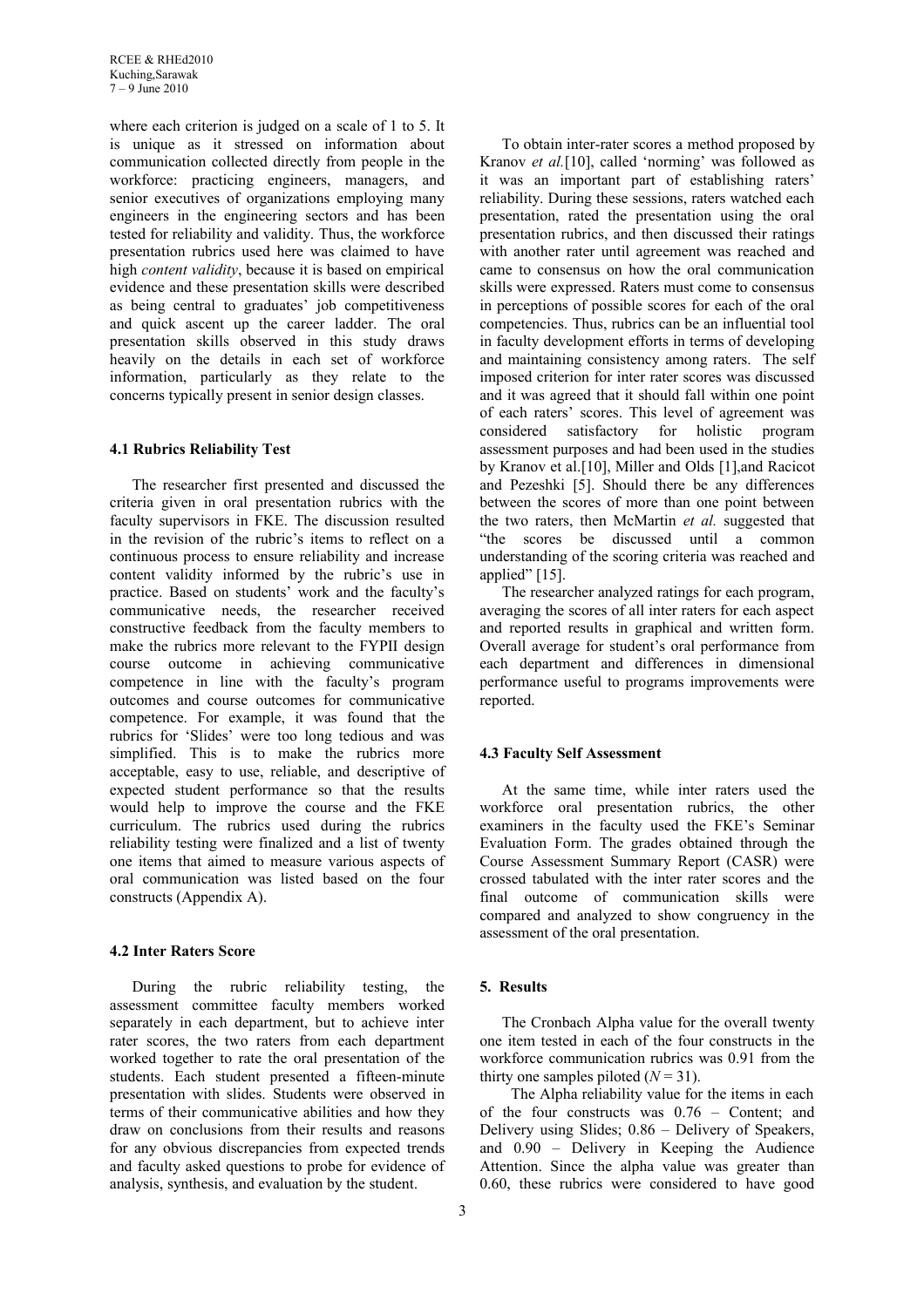where each criterion is judged on a scale of 1 to 5. It is unique as it stressed on information about communication collected directly from people in the workforce: practicing engineers, managers, and senior executives of organizations employing many engineers in the engineering sectors and has been tested for reliability and validity. Thus, the workforce presentation rubrics used here was claimed to have high *content validity*, because it is based on empirical evidence and these presentation skills were described as being central to graduates' job competitiveness and quick ascent up the career ladder. The oral presentation skills observed in this study draws heavily on the details in each set of workforce information, particularly as they relate to the concerns typically present in senior design classes.

### 4.1 Rubrics Reliability Test

The researcher first presented and discussed the criteria given in oral presentation rubrics with the faculty supervisors in FKE. The discussion resulted in the revision of the rubric's items to reflect on a continuous process to ensure reliability and increase content validity informed by the rubric's use in practice. Based on students' work and the faculty's communicative needs, the researcher received constructive feedback from the faculty members to make the rubrics more relevant to the FYPII design course outcome in achieving communicative competence in line with the faculty's program outcomes and course outcomes for communicative competence. For example, it was found that the rubrics for 'Slides' were too long tedious and was simplified. This is to make the rubrics more acceptable, easy to use, reliable, and descriptive of expected student performance so that the results would help to improve the course and the FKE curriculum. The rubrics used during the rubrics reliability testing were finalized and a list of twenty one items that aimed to measure various aspects of oral communication was listed based on the four constructs (Appendix A).

### 4.2 Inter Raters Score

During the rubric reliability testing, the assessment committee faculty members worked separately in each department, but to achieve inter rater scores, the two raters from each department worked together to rate the oral presentation of the students. Each student presented a fifteen-minute presentation with slides. Students were observed in terms of their communicative abilities and how they draw on conclusions from their results and reasons for any obvious discrepancies from expected trends and faculty asked questions to probe for evidence of analysis, synthesis, and evaluation by the student.

To obtain inter-rater scores a method proposed by Kranov *et al.*[10], called 'norming' was followed as it was an important part of establishing raters' reliability. During these sessions, raters watched each presentation, rated the presentation using the oral presentation rubrics, and then discussed their ratings with another rater until agreement was reached and came to consensus on how the oral communication skills were expressed. Raters must come to consensus in perceptions of possible scores for each of the oral competencies. Thus, rubrics can be an influential tool in faculty development efforts in terms of developing and maintaining consistency among raters. The self imposed criterion for inter rater scores was discussed and it was agreed that it should fall within one point of each raters' scores. This level of agreement was considered satisfactory for holistic program assessment purposes and had been used in the studies by Kranov et al.[10], Miller and Olds [1],and Racicot and Pezeshki [5]. Should there be any differences between the scores of more than one point between the two raters, then McMartin *et al.* suggested that "the scores be discussed until a common understanding of the scoring criteria was reached and applied" [15].

The researcher analyzed ratings for each program, averaging the scores of all inter raters for each aspect and reported results in graphical and written form. Overall average for student's oral performance from each department and differences in dimensional performance useful to programs improvements were reported.

### 4.3 Faculty Self Assessment

At the same time, while inter raters used the workforce oral presentation rubrics, the other examiners in the faculty used the FKE's Seminar Evaluation Form. The grades obtained through the Course Assessment Summary Report (CASR) were crossed tabulated with the inter rater scores and the final outcome of communication skills were compared and analyzed to show congruency in the assessment of the oral presentation.

## 5. Results

The Cronbach Alpha value for the overall twenty one item tested in each of the four constructs in the workforce communication rubrics was 0.91 from the thirty one samples piloted ($N = 31$).

The Alpha reliability value for the items in each of the four constructs was 0.76 – Content; and Delivery using Slides; 0.86 – Delivery of Speakers, and 0.90 – Delivery in Keeping the Audience Attention. Since the alpha value was greater than 0.60, these rubrics were considered to have good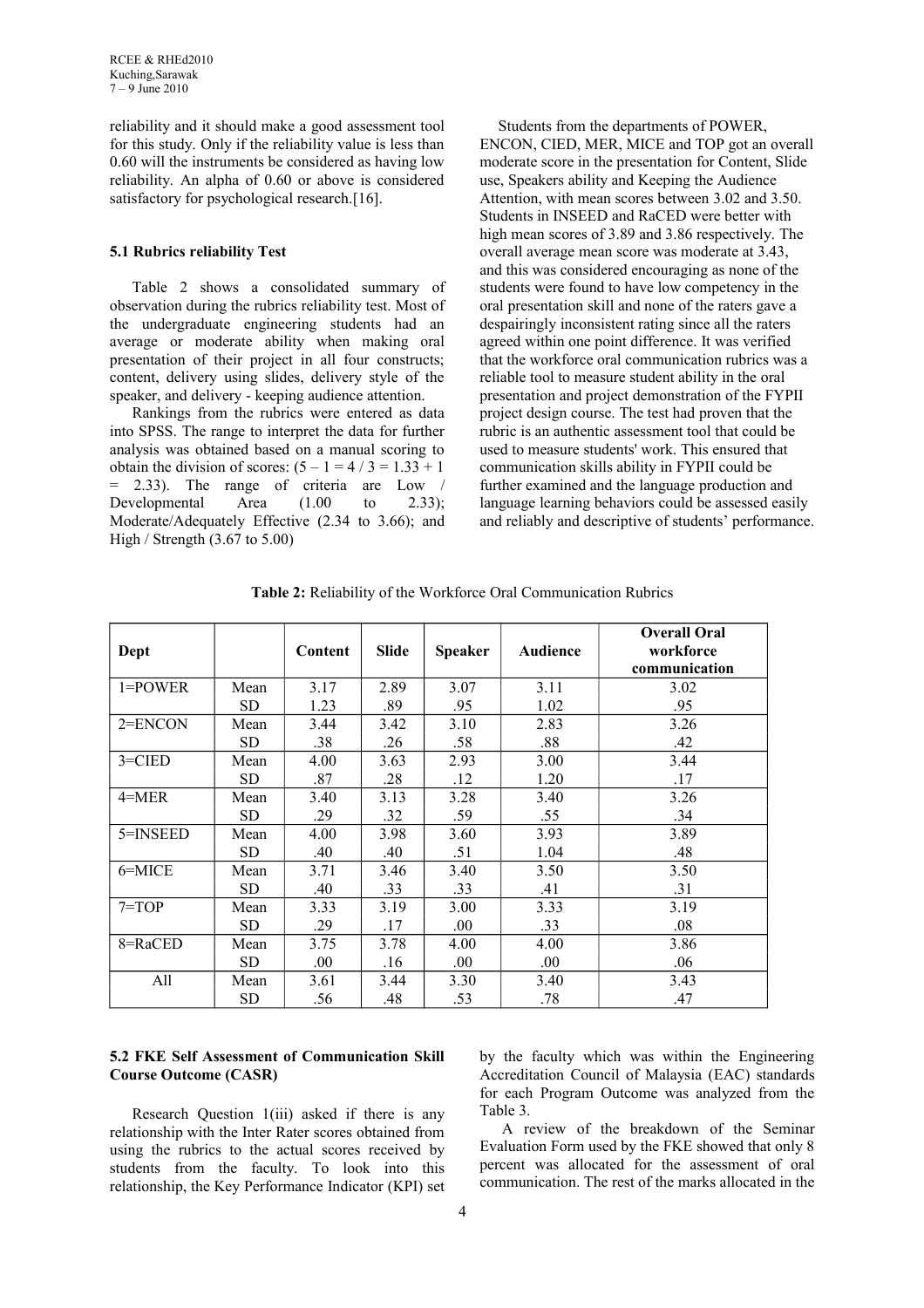reliability and it should make a good assessment tool for this study. Only if the reliability value is less than 0.60 will the instruments be considered as having low reliability. An alpha of 0.60 or above is considered satisfactory for psychological research.[16].

### 5.1 Rubrics reliability Test

Table 2 shows a consolidated summary of observation during the rubrics reliability test. Most of the undergraduate engineering students had an average or moderate ability when making oral presentation of their project in all four constructs; content, delivery using slides, delivery style of the speaker, and delivery - keeping audience attention.

Rankings from the rubrics were entered as data into SPSS. The range to interpret the data for further analysis was obtained based on a manual scoring to obtain the division of scores: $(5 – 1 = 4 / 3 = 1.33 + 1 = 2.33)$. The range of criteria are Low / Developmental Area (1.00 to 2.33); Moderate/Adequately Effective (2.34 to 3.66); and High / Strength (3.67 to 5.00)

Students from the departments of POWER, ENCON, CIED, MER, MICE and TOP got an overall moderate score in the presentation for Content, Slide use, Speakers ability and Keeping the Audience Attention, with mean scores between 3.02 and 3.50. Students in INSEED and RaCED were better with high mean scores of 3.89 and 3.86 respectively. The overall average mean score was moderate at 3.43, and this was considered encouraging as none of the students were found to have low competency in the oral presentation skill and none of the raters gave a despairingly inconsistent rating since all the raters agreed within one point difference. It was verified that the workforce oral communication rubrics was a reliable tool to measure student ability in the oral presentation and project demonstration of the FYPII project design course. The test had proven that the rubric is an authentic assessment tool that could be used to measure students' work. This ensured that communication skills ability in FYPII could be further examined and the language production and language learning behaviors could be assessed easily and reliably and descriptive of students' performance.

**Table 2:** Reliability of the Workforce Oral Communication Rubrics

| Dept | | Content | Slide | Speaker | Audience | Overall Oral workforce communication |
|---|---|---|---|---|---|---|
| 1=POWER | Mean | 3.17 | 2.89 | 3.07 | 3.11 | 3.02 |
| | SD | 1.23 | .89 | .95 | 1.02 | .95 |
| 2=ENCON | Mean | 3.44 | 3.42 | 3.10 | 2.83 | 3.26 |
| | SD | .38 | .26 | .58 | .88 | .42 |
| 3=CIED | Mean | 4.00 | 3.63 | 2.93 | 3.00 | 3.44 |
| | SD | .87 | .28 | .12 | 1.20 | .17 |
| 4=MER | Mean | 3.40 | 3.13 | 3.28 | 3.40 | 3.26 |
| | SD | .29 | .32 | .59 | .55 | .34 |
| 5=INSEED | Mean | 4.00 | 3.98 | 3.60 | 3.93 | 3.89 |
| | SD | .40 | .40 | .51 | 1.04 | .48 |
| 6=MICE | Mean | 3.71 | 3.46 | 3.40 | 3.50 | 3.50 |
| | SD | .40 | .33 | .33 | .41 | .31 |
| 7=TOP | Mean | 3.33 | 3.19 | 3.00 | 3.33 | 3.19 |
| | SD | .29 | .17 | .00 | .33 | .08 |
| 8=RaCED | Mean | 3.75 | 3.78 | 4.00 | 4.00 | 3.86 |
| | SD | .00 | .16 | .00 | .00 | .06 |
| All | Mean | 3.61 | 3.44 | 3.30 | 3.40 | 3.43 |
| | SD | .56 | .48 | .53 | .78 | .47 |

### 5.2 FKE Self Assessment of Communication Skill Course Outcome (CASR)

Research Question 1(iii) asked if there is any relationship with the Inter Rater scores obtained from using the rubrics to the actual scores received by students from the faculty. To look into this relationship, the Key Performance Indicator (KPI) set by the faculty which was within the Engineering Accreditation Council of Malaysia (EAC) standards for each Program Outcome was analyzed from the Table 3.

A review of the breakdown of the Seminar Evaluation Form used by the FKE showed that only 8 percent was allocated for the assessment of oral communication. The rest of the marks allocated in the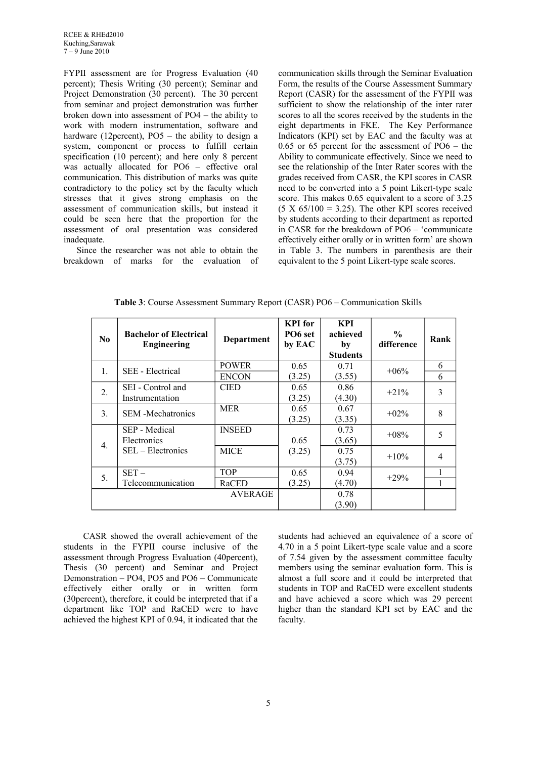FYPII assessment are for Progress Evaluation (40 percent); Thesis Writing (30 percent); Seminar and Project Demonstration (30 percent). The 30 percent from seminar and project demonstration was further broken down into assessment of PO4 – the ability to work with modern instrumentation, software and hardware (12percent), PO5 – the ability to design a system, component or process to fulfill certain specification (10 percent); and here only 8 percent was actually allocated for PO6 – effective oral communication. This distribution of marks was quite contradictory to the policy set by the faculty which stresses that it gives strong emphasis on the assessment of communication skills, but instead it could be seen here that the proportion for the assessment of oral presentation was considered inadequate.

Since the researcher was not able to obtain the breakdown of marks for the evaluation of communication skills through the Seminar Evaluation Form, the results of the Course Assessment Summary Report (CASR) for the assessment of the FYPII was sufficient to show the relationship of the inter rater scores to all the scores received by the students in the eight departments in FKE. The Key Performance Indicators (KPI) set by EAC and the faculty was at 0.65 or 65 percent for the assessment of PO6 – the Ability to communicate effectively. Since we need to see the relationship of the Inter Rater scores with the grades received from CASR, the KPI scores in CASR need to be converted into a 5 point Likert-type scale score. This makes 0.65 equivalent to a score of 3.25 (5 X 65/100 = 3.25). The other KPI scores received by students according to their department as reported in CASR for the breakdown of PO6 – 'communicate effectively either orally or in written form' are shown in Table 3. The numbers in parenthesis are their equivalent to the 5 point Likert-type scale scores.

**Table 3**: Course Assessment Summary Report (CASR) PO6 – Communication Skills

| No | Bachelor of Electrical Engineering | Department | KPI for PO6 set by EAC | KPI achieved by Students | % difference | Rank |
|---|---|---|---|---|---|---|
| 1. | SEE - Electrical | POWER | 0.65 (3.25) | 0.71 (3.55) | +06% | 6 |
| | | ENCON | | | | 6 |
| 2. | SEI - Control and Instrumentation | CIED | 0.65 (3.25) | 0.86 (4.30) | +21% | 3 |
| 3. | SEM -Mechatronics | MER | 0.65 (3.25) | 0.67 (3.35) | +02% | 8 |
| 4. | SEP - Medical Electronics SEL – Electronics | INSEED | 0.65 (3.25) | 0.73 (3.65) | +08% | 5 |
| | | MICE | | 0.75 (3.75) | +10% | 4 |
| 5. | SET – Telecommunication | TOP | 0.65 (3.25) | 0.94 (4.70) | +29% | 1 |
| | | RaCED | | | | 1 |
| | | AVERAGE | | 0.78 (3.90) | | |

CASR showed the overall achievement of the students in the FYPII course inclusive of the assessment through Progress Evaluation (40percent), Thesis (30 percent) and Seminar and Project Demonstration – PO4, PO5 and PO6 – Communicate effectively either orally or in written form (30percent), therefore, it could be interpreted that if a department like TOP and RaCED were to have achieved the highest KPI of 0.94, it indicated that the students had achieved an equivalence of a score of 4.70 in a 5 point Likert-type scale value and a score of 7.54 given by the assessment committee faculty members using the seminar evaluation form. This is almost a full score and it could be interpreted that students in TOP and RaCED were excellent students and have achieved a score which was 29 percent higher than the standard KPI set by EAC and the faculty.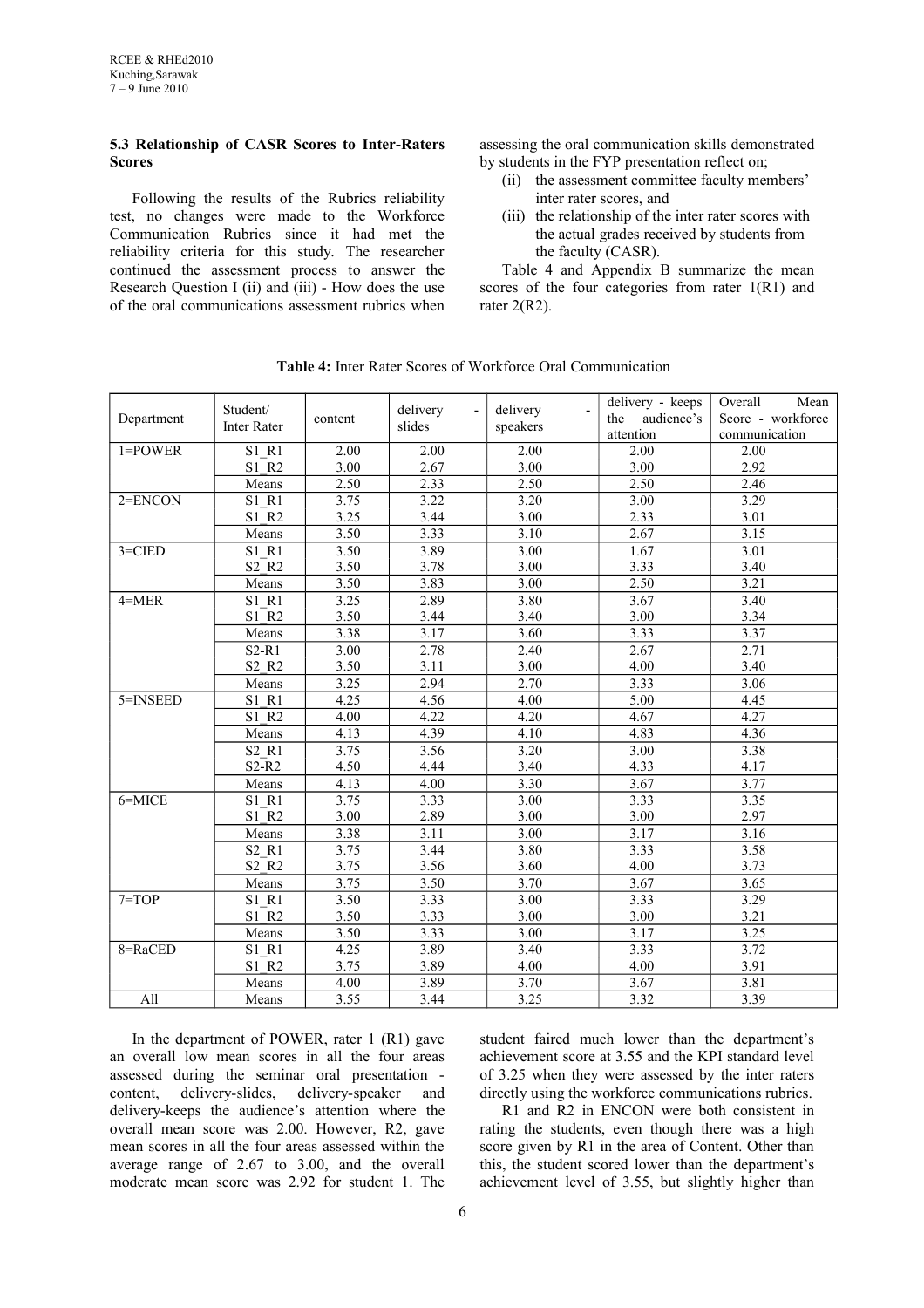### 5.3 Relationship of CASR Scores to Inter-Raters Scores

Following the results of the Rubrics reliability test, no changes were made to the Workforce Communication Rubrics since it had met the reliability criteria for this study. The researcher continued the assessment process to answer the Research Question I (ii) and (iii) - How does the use of the oral communications assessment rubrics when assessing the oral communication skills demonstrated by students in the FYP presentation reflect on;

(ii) the assessment committee faculty members' inter rater scores, and

(iii) the relationship of the inter rater scores with the actual grades received by students from the faculty (CASR).

Table 4 and Appendix B summarize the mean scores of the four categories from rater 1(R1) and rater 2(R2).

**Table 4:** Inter Rater Scores of Workforce Oral Communication

| Department | Student/ Inter Rater | content | delivery - slides | delivery - speakers | delivery - keeps the audience's attention | Overall Mean Score - workforce communication |
|---|---|---|---|---|---|---|
| 1=POWER | S1_R1 | 2.00 | 2.00 | 2.00 | 2.00 | 2.00 |
| | S1_R2 | 3.00 | 2.67 | 3.00 | 3.00 | 2.92 |
| | Means | 2.50 | 2.33 | 2.50 | 2.50 | 2.46 |
| 2=ENCON | S1_R1 | 3.75 | 3.22 | 3.20 | 3.00 | 3.29 |
| | S1_R2 | 3.25 | 3.44 | 3.00 | 2.33 | 3.01 |
| | Means | 3.50 | 3.33 | 3.10 | 2.67 | 3.15 |
| 3=CIED | S1_R1 | 3.50 | 3.89 | 3.00 | 1.67 | 3.01 |
| | S2_R2 | 3.50 | 3.78 | 3.00 | 3.33 | 3.40 |
| | Means | 3.50 | 3.83 | 3.00 | 2.50 | 3.21 |
| 4=MER | S1_R1 | 3.25 | 2.89 | 3.80 | 3.67 | 3.40 |
| | S1_R2 | 3.50 | 3.44 | 3.40 | 3.00 | 3.34 |
| | Means | 3.38 | 3.17 | 3.60 | 3.33 | 3.37 |
| | S2-R1 | 3.00 | 2.78 | 2.40 | 2.67 | 2.71 |
| | S2_R2 | 3.50 | 3.11 | 3.00 | 4.00 | 3.40 |
| | Means | 3.25 | 2.94 | 2.70 | 3.33 | 3.06 |
| 5=INSEED | S1_R1 | 4.25 | 4.56 | 4.00 | 5.00 | 4.45 |
| | S1_R2 | 4.00 | 4.22 | 4.20 | 4.67 | 4.27 |
| | Means | 4.13 | 4.39 | 4.10 | 4.83 | 4.36 |
| | S2_R1 | 3.75 | 3.56 | 3.20 | 3.00 | 3.38 |
| | S2-R2 | 4.50 | 4.44 | 3.40 | 4.33 | 4.17 |
| | Means | 4.13 | 4.00 | 3.30 | 3.67 | 3.77 |
| 6=MICE | S1_R1 | 3.75 | 3.33 | 3.00 | 3.33 | 3.35 |
| | S1_R2 | 3.00 | 2.89 | 3.00 | 3.00 | 2.97 |
| | Means | 3.38 | 3.11 | 3.00 | 3.17 | 3.16 |
| | S2_R1 | 3.75 | 3.44 | 3.80 | 3.33 | 3.58 |
| | S2_R2 | 3.75 | 3.56 | 3.60 | 4.00 | 3.73 |
| | Means | 3.75 | 3.50 | 3.70 | 3.67 | 3.65 |
| 7=TOP | S1_R1 | 3.50 | 3.33 | 3.00 | 3.33 | 3.29 |
| | S1_R2 | 3.50 | 3.33 | 3.00 | 3.00 | 3.21 |
| | Means | 3.50 | 3.33 | 3.00 | 3.17 | 3.25 |
| 8=RaCED | S1_R1 | 4.25 | 3.89 | 3.40 | 3.33 | 3.72 |
| | S1_R2 | 3.75 | 3.89 | 4.00 | 4.00 | 3.91 |
| | Means | 4.00 | 3.89 | 3.70 | 3.67 | 3.81 |
| All | Means | 3.55 | 3.44 | 3.25 | 3.32 | 3.39 |

In the department of POWER, rater 1 (R1) gave an overall low mean scores in all the four areas assessed during the seminar oral presentation - content, delivery-slides, delivery-speaker and delivery-keeps the audience's attention where the overall mean score was 2.00. However, R2, gave mean scores in all the four areas assessed within the average range of 2.67 to 3.00, and the overall moderate mean score was 2.92 for student 1. The student faired much lower than the department's achievement score at 3.55 and the KPI standard level of 3.25 when they were assessed by the inter raters directly using the workforce communications rubrics.

R1 and R2 in ENCON were both consistent in rating the students, even though there was a high score given by R1 in the area of Content. Other than this, the student scored lower than the department's achievement level of 3.55, but slightly higher than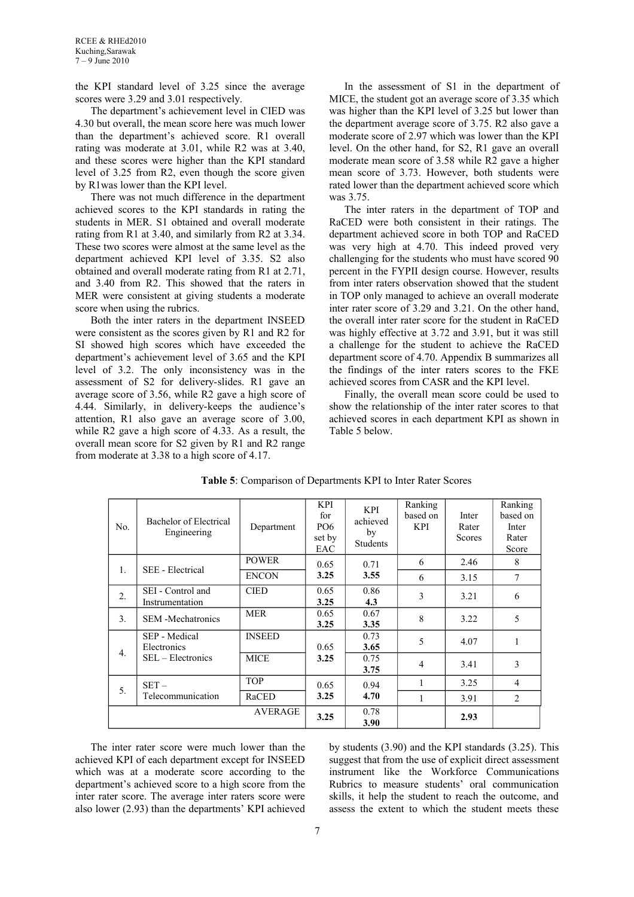the KPI standard level of 3.25 since the average scores were 3.29 and 3.01 respectively.

The department's achievement level in CIED was 4.30 but overall, the mean score here was much lower than the department's achieved score. R1 overall rating was moderate at 3.01, while R2 was at 3.40, and these scores were higher than the KPI standard level of 3.25 from R2, even though the score given by R1was lower than the KPI level.

There was not much difference in the department achieved scores to the KPI standards in rating the students in MER. S1 obtained and overall moderate rating from R1 at 3.40, and similarly from R2 at 3.34. These two scores were almost at the same level as the department achieved KPI level of 3.35. S2 also obtained and overall moderate rating from R1 at 2.71, and 3.40 from R2. This showed that the raters in MER were consistent at giving students a moderate score when using the rubrics.

Both the inter raters in the department INSEED were consistent as the scores given by R1 and R2 for SI showed high scores which have exceeded the department's achievement level of 3.65 and the KPI level of 3.2. The only inconsistency was in the assessment of S2 for delivery-slides. R1 gave an average score of 3.56, while R2 gave a high score of 4.44. Similarly, in delivery-keeps the audience's attention, R1 also gave an average score of 3.00, while R2 gave a high score of 4.33. As a result, the overall mean score for S2 given by R1 and R2 range from moderate at 3.38 to a high score of 4.17.

In the assessment of S1 in the department of MICE, the student got an average score of 3.35 which was higher than the KPI level of 3.25 but lower than the department average score of 3.75. R2 also gave a moderate score of 2.97 which was lower than the KPI level. On the other hand, for S2, R1 gave an overall moderate mean score of 3.58 while R2 gave a higher mean score of 3.73. However, both students were rated lower than the department achieved score which was 3.75.

The inter raters in the department of TOP and RaCED were both consistent in their ratings. The department achieved score in both TOP and RaCED was very high at 4.70. This indeed proved very challenging for the students who must have scored 90 percent in the FYPII design course. However, results from inter raters observation showed that the student in TOP only managed to achieve an overall moderate inter rater score of 3.29 and 3.21. On the other hand, the overall inter rater score for the student in RaCED was highly effective at 3.72 and 3.91, but it was still a challenge for the student to achieve the RaCED department score of 4.70. Appendix B summarizes all the findings of the inter raters scores to the FKE achieved scores from CASR and the KPI level.

Finally, the overall mean score could be used to show the relationship of the inter rater scores to that achieved scores in each department KPI as shown in Table 5 below.

**Table 5**: Comparison of Departments KPI to Inter Rater Scores

| No. | Bachelor of Electrical Engineering | Department | KPI for PO6 set by EAC | KPI achieved by Students | Ranking based on KPI | Inter Rater Scores | Ranking based on Inter Rater Score |
|---|---|---|---|---|---|---|---|
| 1. | SEE - Electrical | POWER | 0.65 **3.25** | 0.71 **3.55** | 6 | 2.46 | 8 |
| | | ENCON | | | 6 | 3.15 | 7 |
| 2. | SEI - Control and Instrumentation | CIED | 0.65 **3.25** | 0.86 **4.3** | 3 | 3.21 | 6 |
| 3. | SEM -Mechatronics | MER | 0.65 **3.25** | 0.67 **3.35** | 8 | 3.22 | 5 |
| 4. | SEP - Medical Electronics SEL – Electronics | INSEED | 0.65 **3.25** | 0.73 **3.65** | 5 | 4.07 | 1 |
| | | MICE | | 0.75 **3.75** | 4 | 3.41 | 3 |
| 5. | SET – Telecommunication | TOP | 0.65 **3.25** | 0.94 **4.70** | 1 | 3.25 | 4 |
| | | RaCED | | | 1 | 3.91 | 2 |
| | | AVERAGE | **3.25** | 0.78 **3.90** | | **2.93** | |

The inter rater score were much lower than the achieved KPI of each department except for INSEED which was at a moderate score according to the department's achieved score to a high score from the inter rater score. The average inter raters score were also lower (2.93) than the departments' KPI achieved by students (3.90) and the KPI standards (3.25). This suggest that from the use of explicit direct assessment instrument like the Workforce Communications Rubrics to measure students' oral communication skills, it help the student to reach the outcome, and assess the extent to which the student meets these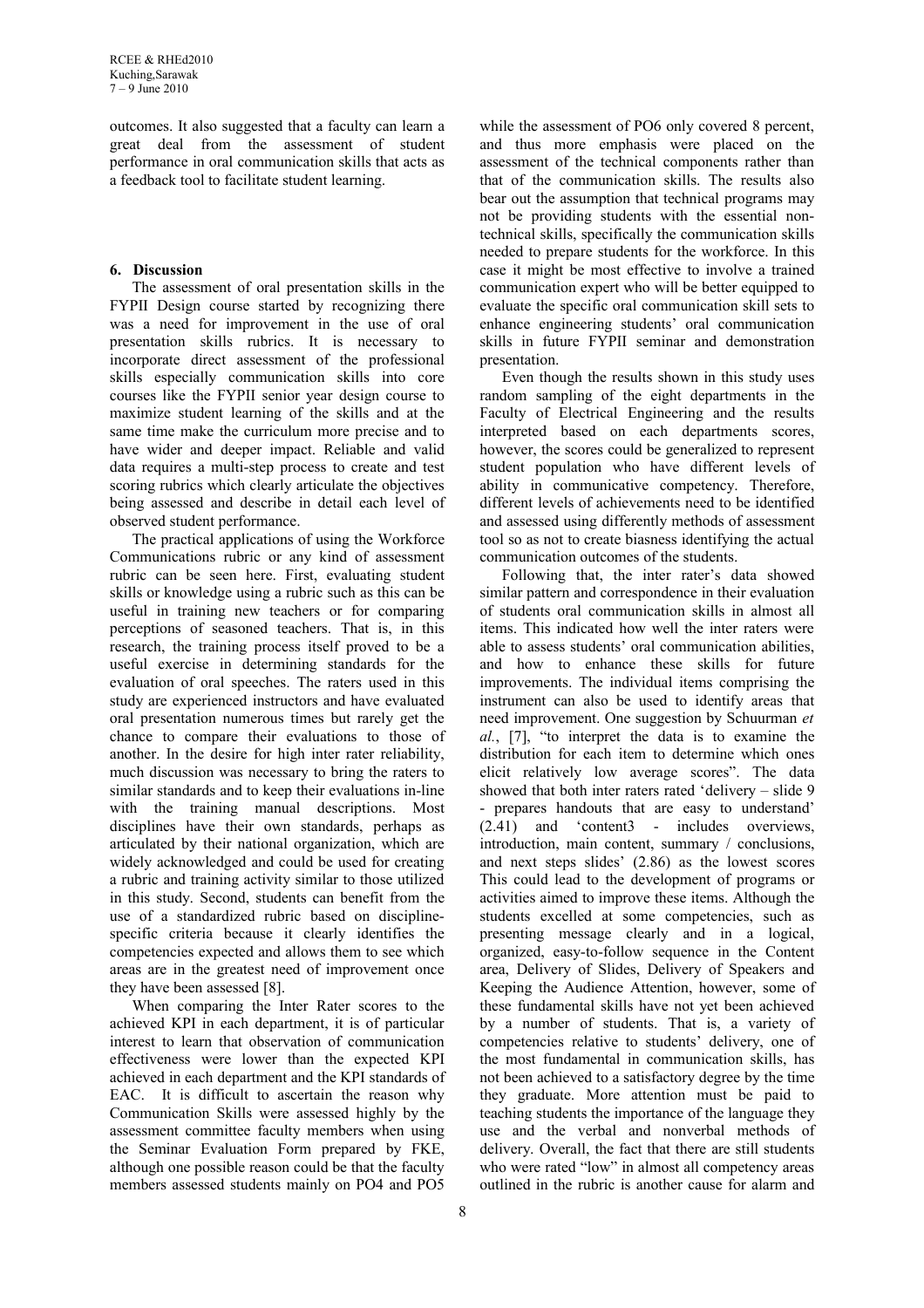outcomes. It also suggested that a faculty can learn a great deal from the assessment of student performance in oral communication skills that acts as a feedback tool to facilitate student learning.

## 6. Discussion

The assessment of oral presentation skills in the FYPII Design course started by recognizing there was a need for improvement in the use of oral presentation skills rubrics. It is necessary to incorporate direct assessment of the professional skills especially communication skills into core courses like the FYPII senior year design course to maximize student learning of the skills and at the same time make the curriculum more precise and to have wider and deeper impact. Reliable and valid data requires a multi-step process to create and test scoring rubrics which clearly articulate the objectives being assessed and describe in detail each level of observed student performance.

The practical applications of using the Workforce Communications rubric or any kind of assessment rubric can be seen here. First, evaluating student skills or knowledge using a rubric such as this can be useful in training new teachers or for comparing perceptions of seasoned teachers. That is, in this research, the training process itself proved to be a useful exercise in determining standards for the evaluation of oral speeches. The raters used in this study are experienced instructors and have evaluated oral presentation numerous times but rarely get the chance to compare their evaluations to those of another. In the desire for high inter rater reliability, much discussion was necessary to bring the raters to similar standards and to keep their evaluations in-line with the training manual descriptions. Most disciplines have their own standards, perhaps as articulated by their national organization, which are widely acknowledged and could be used for creating a rubric and training activity similar to those utilized in this study. Second, students can benefit from the use of a standardized rubric based on discipline-specific criteria because it clearly identifies the competencies expected and allows them to see which areas are in the greatest need of improvement once they have been assessed [8].

When comparing the Inter Rater scores to the achieved KPI in each department, it is of particular interest to learn that observation of communication effectiveness were lower than the expected KPI achieved in each department and the KPI standards of EAC. It is difficult to ascertain the reason why Communication Skills were assessed highly by the assessment committee faculty members when using the Seminar Evaluation Form prepared by FKE, although one possible reason could be that the faculty members assessed students mainly on PO4 and PO5 while the assessment of PO6 only covered 8 percent, and thus more emphasis were placed on the assessment of the technical components rather than that of the communication skills. The results also bear out the assumption that technical programs may not be providing students with the essential non-technical skills, specifically the communication skills needed to prepare students for the workforce. In this case it might be most effective to involve a trained communication expert who will be better equipped to evaluate the specific oral communication skill sets to enhance engineering students' oral communication skills in future FYPII seminar and demonstration presentation.

Even though the results shown in this study uses random sampling of the eight departments in the Faculty of Electrical Engineering and the results interpreted based on each departments scores, however, the scores could be generalized to represent student population who have different levels of ability in communicative competency. Therefore, different levels of achievements need to be identified and assessed using differently methods of assessment tool so as not to create biasness identifying the actual communication outcomes of the students.

Following that, the inter rater's data showed similar pattern and correspondence in their evaluation of students oral communication skills in almost all items. This indicated how well the inter raters were able to assess students' oral communication abilities, and how to enhance these skills for future improvements. The individual items comprising the instrument can also be used to identify areas that need improvement. One suggestion by Schuurman *et al.*, [7], "to interpret the data is to examine the distribution for each item to determine which ones elicit relatively low average scores". The data showed that both inter raters rated 'delivery – slide 9 - prepares handouts that are easy to understand' (2.41) and 'content3 - includes overviews, introduction, main content, summary / conclusions, and next steps slides' (2.86) as the lowest scores This could lead to the development of programs or activities aimed to improve these items. Although the students excelled at some competencies, such as presenting message clearly and in a logical, organized, easy-to-follow sequence in the Content area, Delivery of Slides, Delivery of Speakers and Keeping the Audience Attention, however, some of these fundamental skills have not yet been achieved by a number of students. That is, a variety of competencies relative to students' delivery, one of the most fundamental in communication skills, has not been achieved to a satisfactory degree by the time they graduate. More attention must be paid to teaching students the importance of the language they use and the verbal and nonverbal methods of delivery. Overall, the fact that there are still students who were rated "low" in almost all competency areas outlined in the rubric is another cause for alarm and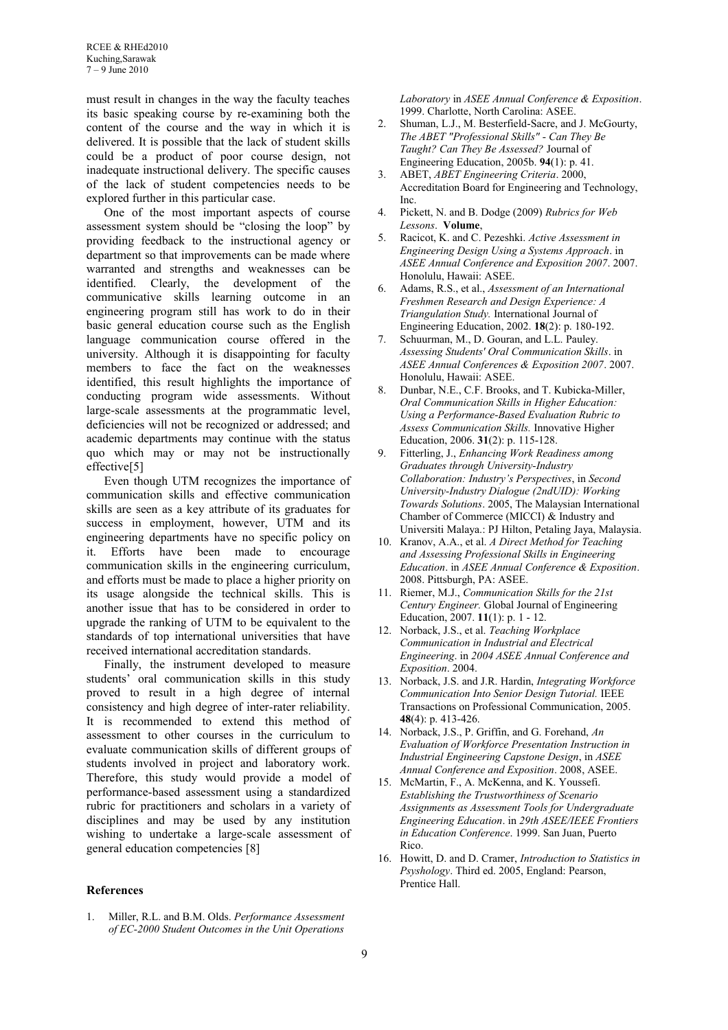must result in changes in the way the faculty teaches its basic speaking course by re-examining both the content of the course and the way in which it is delivered. It is possible that the lack of student skills could be a product of poor course design, not inadequate instructional delivery. The specific causes of the lack of student competencies needs to be explored further in this particular case.

One of the most important aspects of course assessment system should be "closing the loop" by providing feedback to the instructional agency or department so that improvements can be made where warranted and strengths and weaknesses can be identified. Clearly, the development of the communicative skills learning outcome in an engineering program still has work to do in their basic general education course such as the English language communication course offered in the university. Although it is disappointing for faculty members to face the fact on the weaknesses identified, this result highlights the importance of conducting program wide assessments. Without large-scale assessments at the programmatic level, deficiencies will not be recognized or addressed; and academic departments may continue with the status quo which may or may not be instructionally effective[5]

Even though UTM recognizes the importance of communication skills and effective communication skills are seen as a key attribute of its graduates for success in employment, however, UTM and its engineering departments have no specific policy on it. Efforts have been made to encourage communication skills in the engineering curriculum, and efforts must be made to place a higher priority on its usage alongside the technical skills. This is another issue that has to be considered in order to upgrade the ranking of UTM to be equivalent to the standards of top international universities that have received international accreditation standards.

Finally, the instrument developed to measure students' oral communication skills in this study proved to result in a high degree of internal consistency and high degree of inter-rater reliability. It is recommended to extend this method of assessment to other courses in the curriculum to evaluate communication skills of different groups of students involved in project and laboratory work. Therefore, this study would provide a model of performance-based assessment using a standardized rubric for practitioners and scholars in a variety of disciplines and may be used by any institution wishing to undertake a large-scale assessment of general education competencies [8]

## References

1. Miller, R.L. and B.M. Olds. *Performance Assessment of EC-2000 Student Outcomes in the Unit Operations Laboratory* in *ASEE Annual Conference & Exposition*. 1999. Charlotte, North Carolina: ASEE.
2. Shuman, L.J., M. Besterfield-Sacre, and J. McGourty, *The ABET "Professional Skills" - Can They Be Taught? Can They Be Assessed?* Journal of Engineering Education, 2005b. **94**(1): p. 41.
3. ABET, *ABET Engineering Criteria*. 2000, Accreditation Board for Engineering and Technology, Inc.
4. Pickett, N. and B. Dodge (2009) *Rubrics for Web Lessons*. **Volume**,
5. Racicot, K. and C. Pezeshki. *Active Assessment in Engineering Design Using a Systems Approach*. in *ASEE Annual Conference and Exposition 2007*. 2007. Honolulu, Hawaii: ASEE.
6. Adams, R.S., et al., *Assessment of an International Freshmen Research and Design Experience: A Triangulation Study.* International Journal of Engineering Education, 2002. **18**(2): p. 180-192.
7. Schuurman, M., D. Gouran, and L.L. Pauley. *Assessing Students' Oral Communication Skills*. in *ASEE Annual Conferences & Exposition 2007*. 2007. Honolulu, Hawaii: ASEE.
8. Dunbar, N.E., C.F. Brooks, and T. Kubicka-Miller, *Oral Communication Skills in Higher Education: Using a Performance-Based Evaluation Rubric to Assess Communication Skills.* Innovative Higher Education, 2006. **31**(2): p. 115-128.
9. Fitterling, J., *Enhancing Work Readiness among Graduates through University-Industry Collaboration: Industry's Perspectives*, in *Second University-Industry Dialogue (2ndUID): Working Towards Solutions*. 2005, The Malaysian International Chamber of Commerce (MICCI) & Industry and Universiti Malaya.: PJ Hilton, Petaling Jaya, Malaysia.
10. Kranov, A.A., et al. *A Direct Method for Teaching and Assessing Professional Skills in Engineering Education*. in *ASEE Annual Conference & Exposition*. 2008. Pittsburgh, PA: ASEE.
11. Riemer, M.J., *Communication Skills for the 21st Century Engineer.* Global Journal of Engineering Education, 2007. **11**(1): p. 1 - 12.
12. Norback, J.S., et al. *Teaching Workplace Communication in Industrial and Electrical Engineering*. in *2004 ASEE Annual Conference and Exposition*. 2004.
13. Norback, J.S. and J.R. Hardin, *Integrating Workforce Communication Into Senior Design Tutorial.* IEEE Transactions on Professional Communication, 2005. **48**(4): p. 413-426.
14. Norback, J.S., P. Griffin, and G. Forehand, *An Evaluation of Workforce Presentation Instruction in Industrial Engineering Capstone Design*, in *ASEE Annual Conference and Exposition*. 2008, ASEE.
15. McMartin, F., A. McKenna, and K. Youssefi. *Establishing the Trustworthiness of Scenario Assignments as Assessment Tools for Undergraduate Engineering Education*. in *29th ASEE/IEEE Frontiers in Education Conference*. 1999. San Juan, Puerto Rico.
16. Howitt, D. and D. Cramer, *Introduction to Statistics in Psyshology*. Third ed. 2005, England: Pearson, Prentice Hall.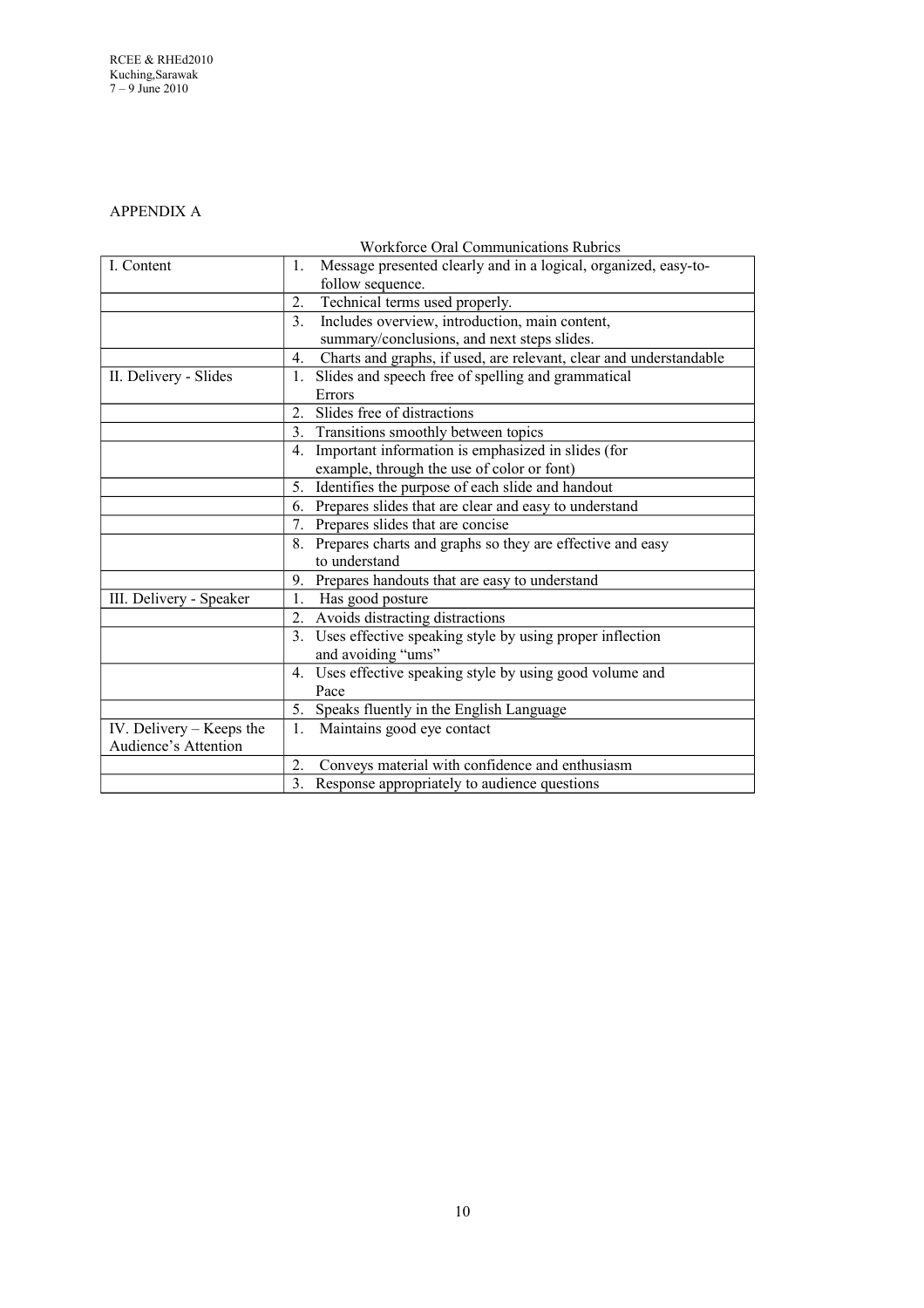## APPENDIX A

Workforce Oral Communications Rubrics

| | |
|---|---|
| I. Content | 1. Message presented clearly and in a logical, organized, easy-to-follow sequence. |
| | 2. Technical terms used properly. |
| | 3. Includes overview, introduction, main content, summary/conclusions, and next steps slides. |
| | 4. Charts and graphs, if used, are relevant, clear and understandable |
| II. Delivery - Slides | 1. Slides and speech free of spelling and grammatical Errors |
| | 2. Slides free of distractions |
| | 3. Transitions smoothly between topics |
| | 4. Important information is emphasized in slides (for example, through the use of color or font) |
| | 5. Identifies the purpose of each slide and handout |
| | 6. Prepares slides that are clear and easy to understand |
| | 7. Prepares slides that are concise |
| | 8. Prepares charts and graphs so they are effective and easy to understand |
| | 9. Prepares handouts that are easy to understand |
| III. Delivery - Speaker | 1. Has good posture |
| | 2. Avoids distracting distractions |
| | 3. Uses effective speaking style by using proper inflection and avoiding "ums" |
| | 4. Uses effective speaking style by using good volume and Pace |
| | 5. Speaks fluently in the English Language |
| IV. Delivery – Keeps the Audience's Attention | 1. Maintains good eye contact |
| | 2. Conveys material with confidence and enthusiasm |
| | 3. Response appropriately to audience questions |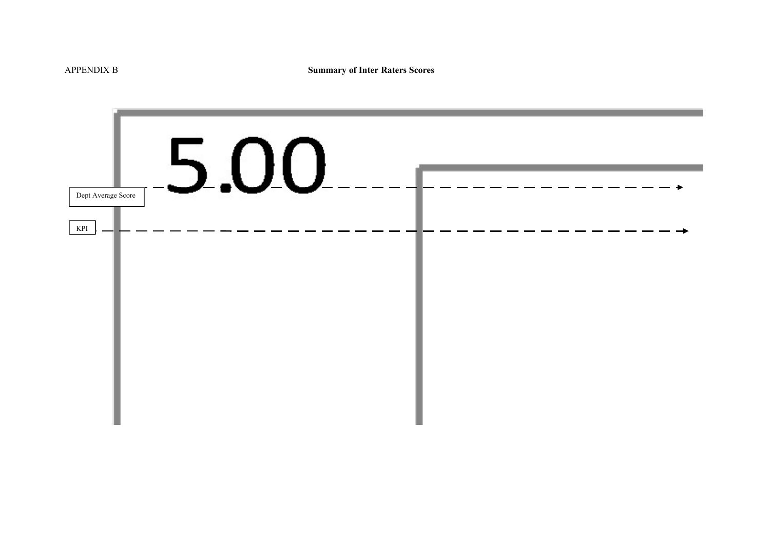APPENDIX B

**Summary of Inter Raters Scores**

5.00

Dept Average Score

KPI